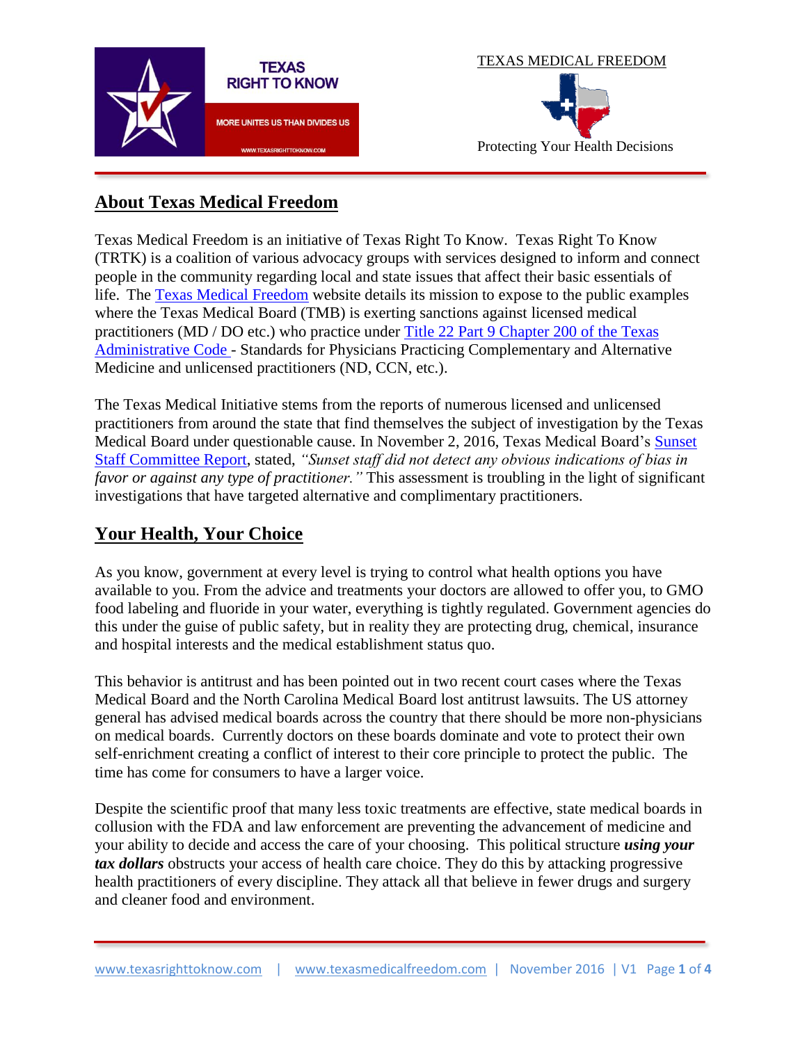TEXAS RIGHT TO KNOW

MORE UNITES US THAN DIVIDES US

WWW.TEXASRIGHTTOKNOW.COM

TEXAS MEDICAL FREEDOM

Protecting Your Health Decisions

## About Texas Medical Freedom

Texas Medical Freedom is an initiative of Texas Right To Know. Texas Right To Know (TRTK) is a coalition of various advocacy groups with services designed to inform and connect people in the community regarding local and state issues that affect their basic essentials of life. The Texas Medical Freedom website details its mission to expose to the public examples where the Texas Medical Board (TMB) is exerting sanctions against licensed medical practitioners (MD / DO etc.) who practice under Title 22 Part 9 Chapter 200 of the Texas Administrative Code - Standards for Physicians Practicing Complementary and Alternative Medicine and unlicensed practitioners (ND, CCN, etc.).

The Texas Medical Initiative stems from the reports of numerous licensed and unlicensed practitioners from around the state that find themselves the subject of investigation by the Texas Medical Board under questionable cause. In November 2, 2016, Texas Medical Board's Sunset Staff Committee Report, stated, *"Sunset staff did not detect any obvious indications of bias in favor or against any type of practitioner."* This assessment is troubling in the light of significant investigations that have targeted alternative and complimentary practitioners.

## Your Health, Your Choice

As you know, government at every level is trying to control what health options you have available to you. From the advice and treatments your doctors are allowed to offer you, to GMO food labeling and fluoride in your water, everything is tightly regulated. Government agencies do this under the guise of public safety, but in reality they are protecting drug, chemical, insurance and hospital interests and the medical establishment status quo.

This behavior is antitrust and has been pointed out in two recent court cases where the Texas Medical Board and the North Carolina Medical Board lost antitrust lawsuits. The US attorney general has advised medical boards across the country that there should be more non-physicians on medical boards. Currently doctors on these boards dominate and vote to protect their own self-enrichment creating a conflict of interest to their core principle to protect the public. The time has come for consumers to have a larger voice.

Despite the scientific proof that many less toxic treatments are effective, state medical boards in collusion with the FDA and law enforcement are preventing the advancement of medicine and your ability to decide and access the care of your choosing. This political structure ***using your tax dollars*** obstructs your access of health care choice. They do this by attacking progressive health practitioners of every discipline. They attack all that believe in fewer drugs and surgery and cleaner food and environment.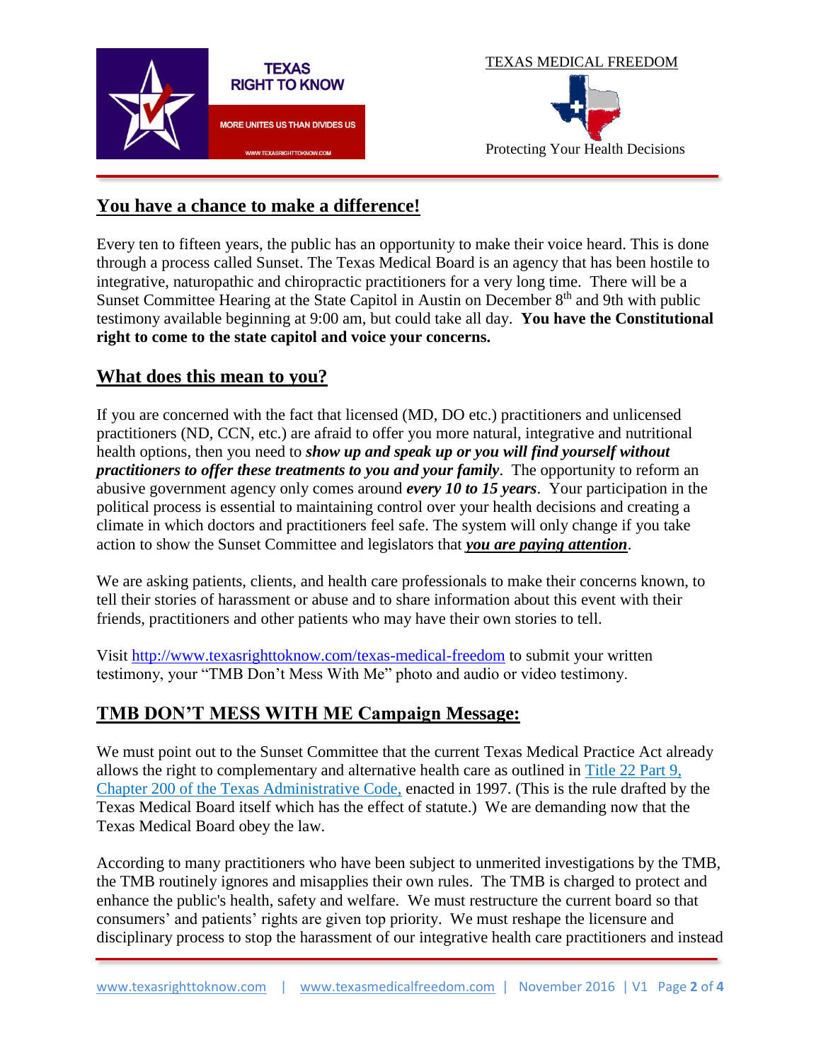TEXAS RIGHT TO KNOW

MORE UNITES US THAN DIVIDES US

WWW.TEXASRIGHTTOKNOW.COM

TEXAS MEDICAL FREEDOM

Protecting Your Health Decisions

## You have a chance to make a difference!

Every ten to fifteen years, the public has an opportunity to make their voice heard. This is done through a process called Sunset. The Texas Medical Board is an agency that has been hostile to integrative, naturopathic and chiropractic practitioners for a very long time. There will be a Sunset Committee Hearing at the State Capitol in Austin on December 8th and 9th with public testimony available beginning at 9:00 am, but could take all day. **You have the Constitutional right to come to the state capitol and voice your concerns.**

## What does this mean to you?

If you are concerned with the fact that licensed (MD, DO etc.) practitioners and unlicensed practitioners (ND, CCN, etc.) are afraid to offer you more natural, integrative and nutritional health options, then you need to ***show up and speak up or you will find yourself without practitioners to offer these treatments to you and your family***. The opportunity to reform an abusive government agency only comes around ***every 10 to 15 years***. Your participation in the political process is essential to maintaining control over your health decisions and creating a climate in which doctors and practitioners feel safe. The system will only change if you take action to show the Sunset Committee and legislators that ***<u>you are paying attention</u>***.

We are asking patients, clients, and health care professionals to make their concerns known, to tell their stories of harassment or abuse and to share information about this event with their friends, practitioners and other patients who may have their own stories to tell.

Visit [http://www.texasrighttoknow.com/texas-medical-freedom](http://www.texasrighttoknow.com/texas-medical-freedom) to submit your written testimony, your "TMB Don't Mess With Me" photo and audio or video testimony.

## TMB DON'T MESS WITH ME Campaign Message:

We must point out to the Sunset Committee that the current Texas Medical Practice Act already allows the right to complementary and alternative health care as outlined in Title 22 Part 9, Chapter 200 of the Texas Administrative Code, enacted in 1997. (This is the rule drafted by the Texas Medical Board itself which has the effect of statute.) We are demanding now that the Texas Medical Board obey the law.

According to many practitioners who have been subject to unmerited investigations by the TMB, the TMB routinely ignores and misapplies their own rules. The TMB is charged to protect and enhance the public's health, safety and welfare. We must restructure the current board so that consumers' and patients' rights are given top priority. We must reshape the licensure and disciplinary process to stop the harassment of our integrative health care practitioners and instead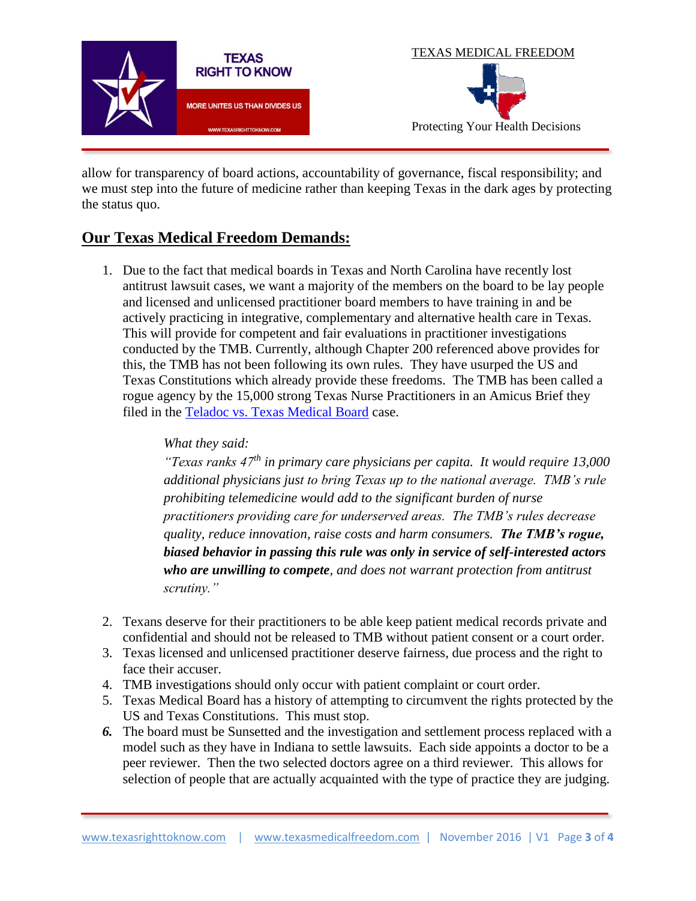allow for transparency of board actions, accountability of governance, fiscal responsibility; and we must step into the future of medicine rather than keeping Texas in the dark ages by protecting the status quo.

## Our Texas Medical Freedom Demands:

1. Due to the fact that medical boards in Texas and North Carolina have recently lost antitrust lawsuit cases, we want a majority of the members on the board to be lay people and licensed and unlicensed practitioner board members to have training in and be actively practicing in integrative, complementary and alternative health care in Texas. This will provide for competent and fair evaluations in practitioner investigations conducted by the TMB. Currently, although Chapter 200 referenced above provides for this, the TMB has not been following its own rules. They have usurped the US and Texas Constitutions which already provide these freedoms. The TMB has been called a rogue agency by the 15,000 strong Texas Nurse Practitioners in an Amicus Brief they filed in the Teladoc vs. Texas Medical Board case.

   *What they said:*
   *"Texas ranks 47th in primary care physicians per capita. It would require 13,000 additional physicians just to bring Texas up to the national average. TMB's rule prohibiting telemedicine would add to the significant burden of nurse practitioners providing care for underserved areas. The TMB's rules decrease quality, reduce innovation, raise costs and harm consumers.* ***The TMB's rogue, biased behavior in passing this rule was only in service of self-interested actors who are unwilling to compete****, and does not warrant protection from antitrust scrutiny."*

2. Texans deserve for their practitioners to be able keep patient medical records private and confidential and should not be released to TMB without patient consent or a court order.
3. Texas licensed and unlicensed practitioner deserve fairness, due process and the right to face their accuser.
4. TMB investigations should only occur with patient complaint or court order.
5. Texas Medical Board has a history of attempting to circumvent the rights protected by the US and Texas Constitutions. This must stop.
6. The board must be Sunsetted and the investigation and settlement process replaced with a model such as they have in Indiana to settle lawsuits. Each side appoints a doctor to be a peer reviewer. Then the two selected doctors agree on a third reviewer. This allows for selection of people that are actually acquainted with the type of practice they are judging.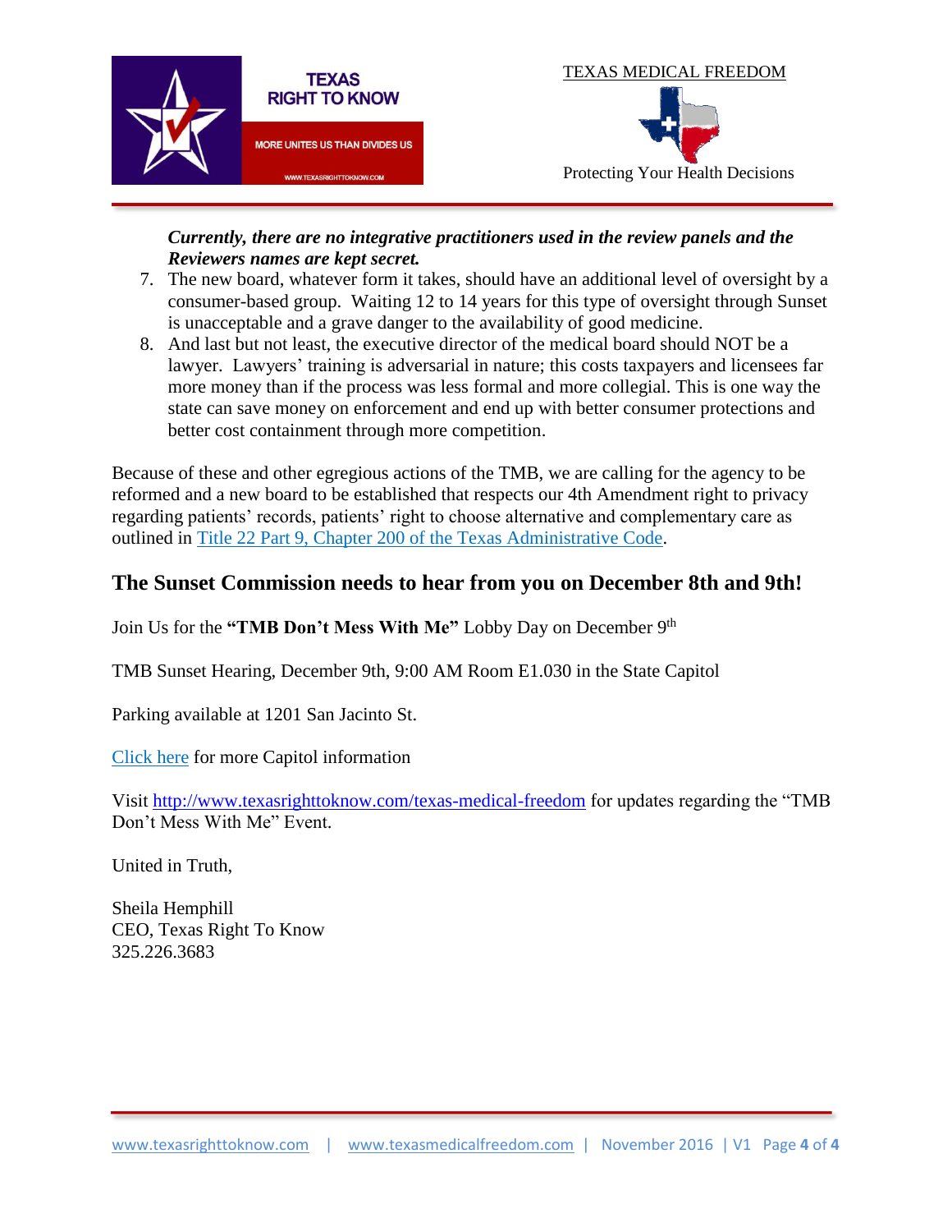***Currently, there are no integrative practitioners used in the review panels and the Reviewers names are kept secret.***

7. The new board, whatever form it takes, should have an additional level of oversight by a consumer-based group. Waiting 12 to 14 years for this type of oversight through Sunset is unacceptable and a grave danger to the availability of good medicine.
8. And last but not least, the executive director of the medical board should NOT be a lawyer. Lawyers' training is adversarial in nature; this costs taxpayers and licensees far more money than if the process was less formal and more collegial. This is one way the state can save money on enforcement and end up with better consumer protections and better cost containment through more competition.

Because of these and other egregious actions of the TMB, we are calling for the agency to be reformed and a new board to be established that respects our 4th Amendment right to privacy regarding patients' records, patients' right to choose alternative and complementary care as outlined in Title 22 Part 9, Chapter 200 of the Texas Administrative Code.

## The Sunset Commission needs to hear from you on December 8th and 9th!

Join Us for the **"TMB Don't Mess With Me"** Lobby Day on December 9th

TMB Sunset Hearing, December 9th, 9:00 AM Room E1.030 in the State Capitol

Parking available at 1201 San Jacinto St.

Click here for more Capitol information

Visit http://www.texasrighttoknow.com/texas-medical-freedom for updates regarding the "TMB Don't Mess With Me" Event.

United in Truth,

Sheila Hemphill
CEO, Texas Right To Know
325.226.3683